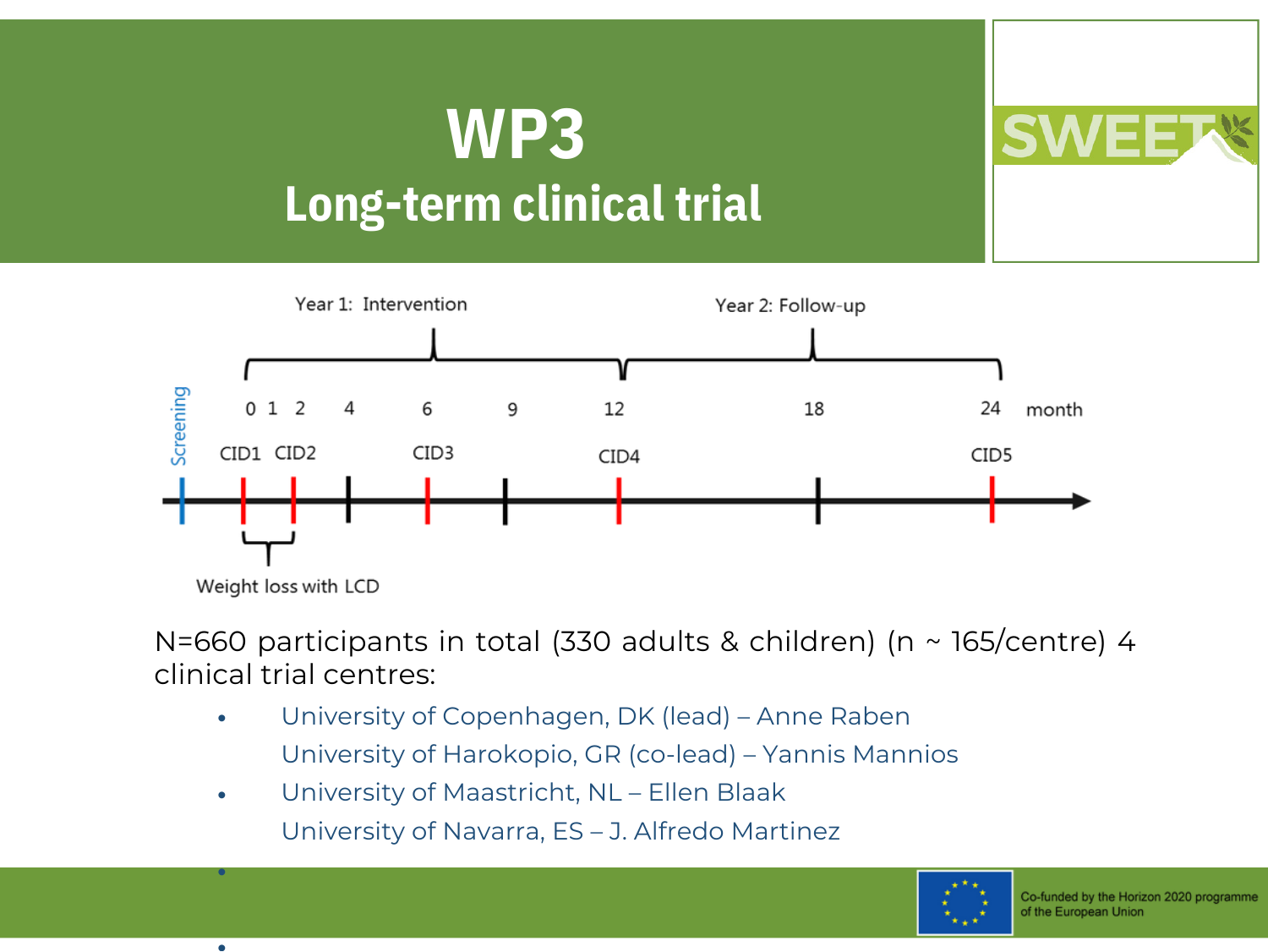# WP3

## Long-term clinical trial

SWEET

Year 1: Intervention

Year 2: Follow-up

Screening

0 1 2 4 6 9 12 18 24 month

CID1 CID2 CID3 CID4 CID5

Weight loss with LCD

N=660 participants in total (330 adults & children) (n ~ 165/centre) 4 clinical trial centres:

- University of Copenhagen, DK (lead) – Anne Raben
- University of Harokopio, GR (co-lead) – Yannis Mannios
- University of Maastricht, NL – Ellen Blaak
- University of Navarra, ES – J. Alfredo Martinez

Co-funded by the Horizon 2020 programme of the European Union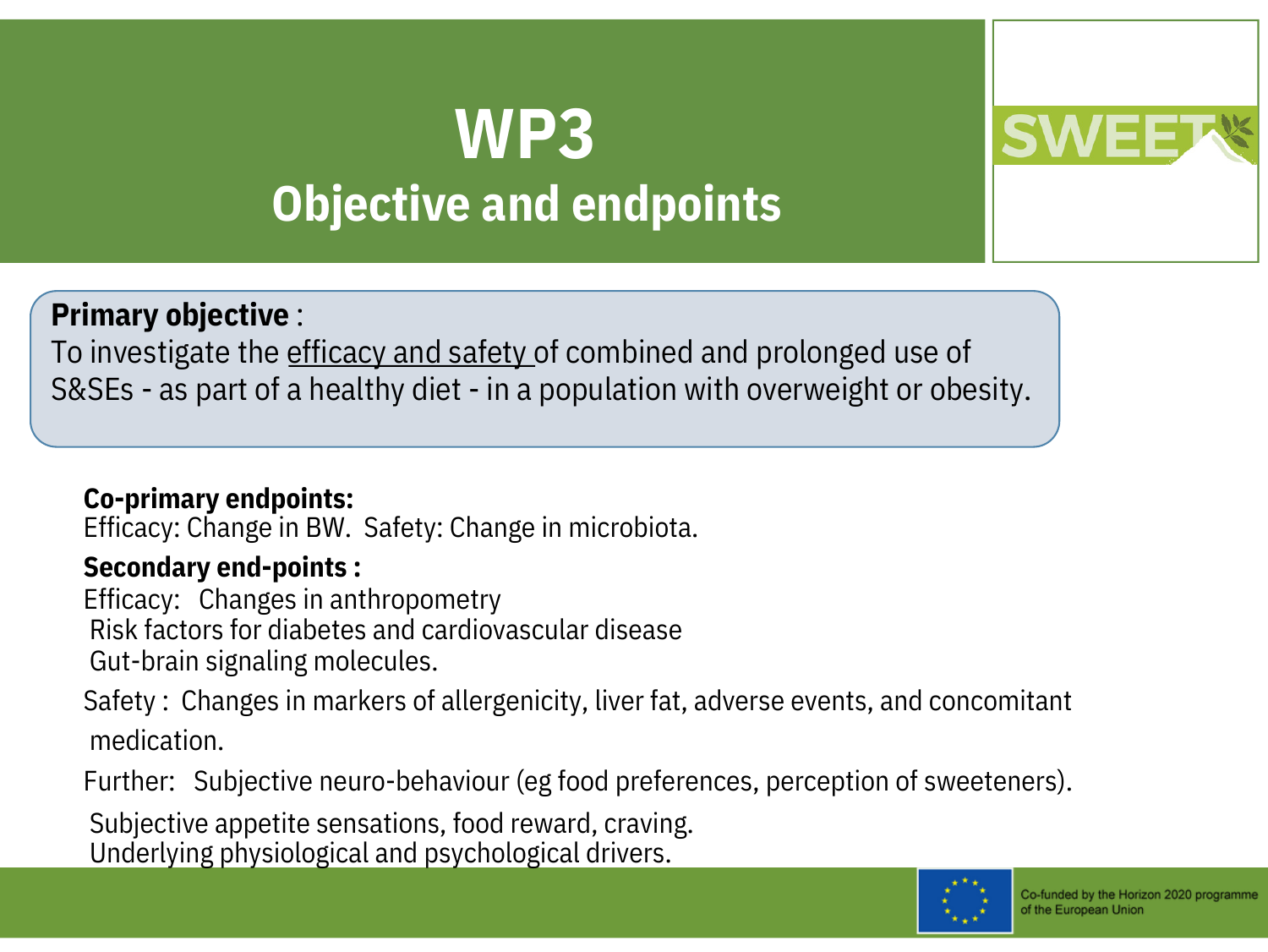# WP3

## Objective and endpoints

**Primary objective** :
To investigate the efficacy and safety of combined and prolonged use of S&SEs - as part of a healthy diet - in a population with overweight or obesity.

**Co-primary endpoints:**
Efficacy: Change in BW. Safety: Change in microbiota.

**Secondary end-points :**
Efficacy: Changes in anthropometry
Risk factors for diabetes and cardiovascular disease
Gut-brain signaling molecules.

Safety : Changes in markers of allergenicity, liver fat, adverse events, and concomitant medication.

Further: Subjective neuro-behaviour (eg food preferences, perception of sweeteners).

Subjective appetite sensations, food reward, craving.
Underlying physiological and psychological drivers.

Co-funded by the Horizon 2020 programme of the European Union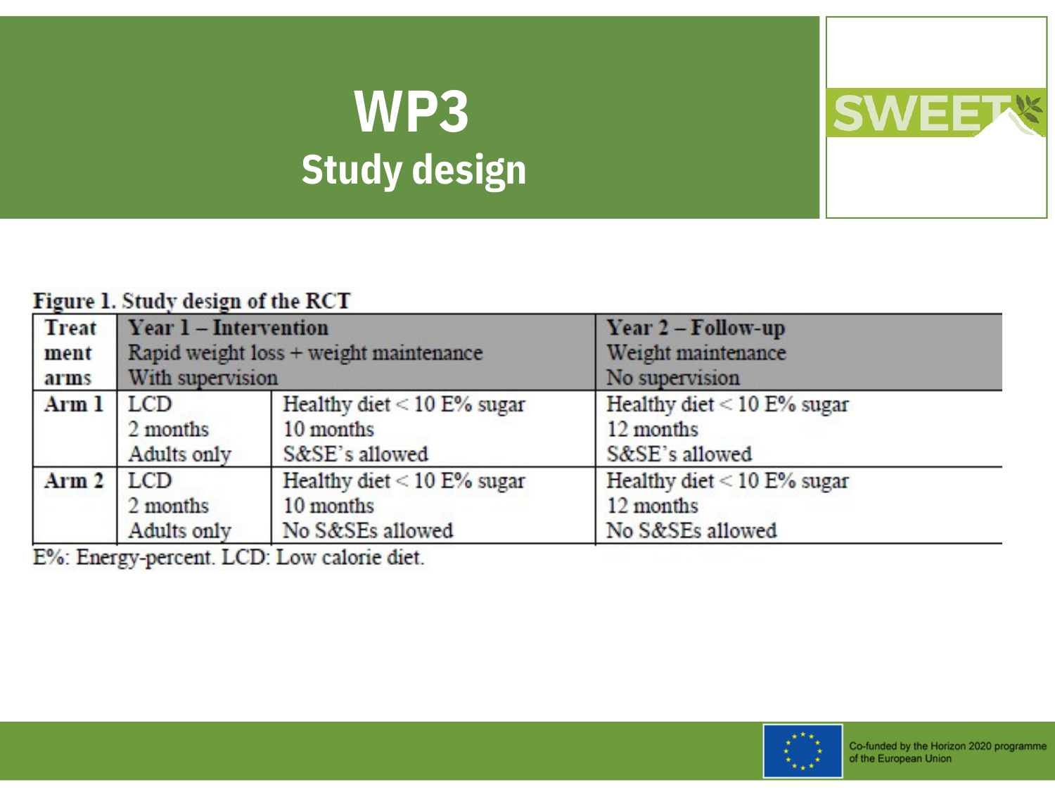# WP3
## Study design

**Figure 1. Study design of the RCT**

| Treatment arms | Year 1 – Intervention<br>Rapid weight loss + weight maintenance<br>With supervision | | Year 2 – Follow-up<br>Weight maintenance<br>No supervision |
|---|---|---|---|
| Arm 1 | LCD<br>2 months<br>Adults only | Healthy diet < 10 E% sugar<br>10 months<br>S&SE's allowed | Healthy diet < 10 E% sugar<br>12 months<br>S&SE's allowed |
| Arm 2 | LCD<br>2 months<br>Adults only | Healthy diet < 10 E% sugar<br>10 months<br>No S&SEs allowed | Healthy diet < 10 E% sugar<br>12 months<br>No S&SEs allowed |

E%: Energy-percent. LCD: Low calorie diet.

Co-funded by the Horizon 2020 programme of the European Union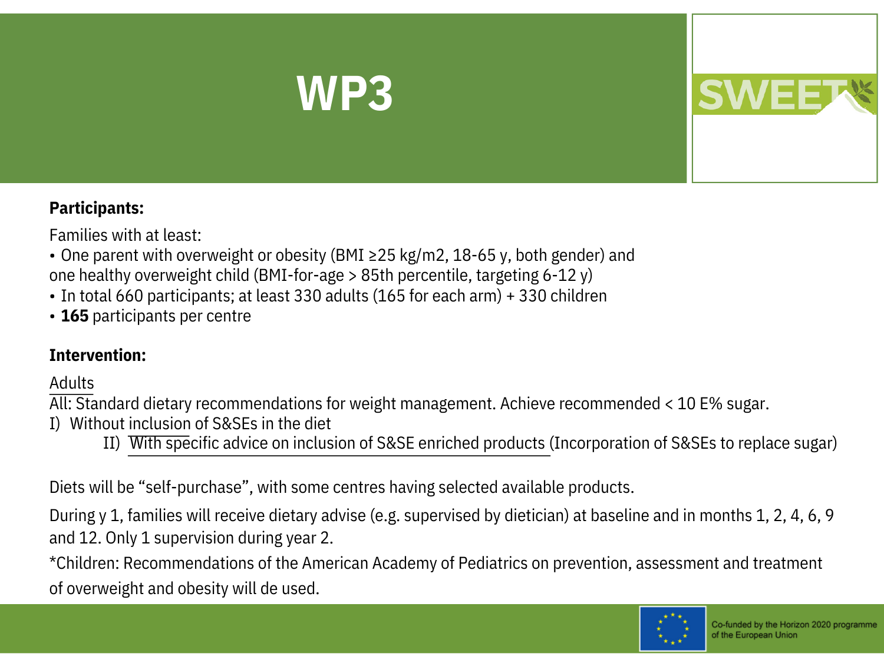# WP3

**Participants:**

Families with at least:

- One parent with overweight or obesity (BMI ≥25 kg/m2, 18-65 y, both gender) and one healthy overweight child (BMI-for-age > 85th percentile, targeting 6-12 y)
- In total 660 participants; at least 330 adults (165 for each arm) + 330 children
- **165** participants per centre

**Intervention:**

Adults

All: Standard dietary recommendations for weight management. Achieve recommended < 10 E% sugar.

I) Without inclusion of S&SEs in the diet

II) With specific advice on inclusion of S&SE enriched products (Incorporation of S&SEs to replace sugar)

Diets will be "self-purchase", with some centres having selected available products.

During y 1, families will receive dietary advise (e.g. supervised by dietician) at baseline and in months 1, 2, 4, 6, 9 and 12. Only 1 supervision during year 2.

*Children: Recommendations of the American Academy of Pediatrics on prevention, assessment and treatment of overweight and obesity will de used.

Co-funded by the Horizon 2020 programme of the European Union